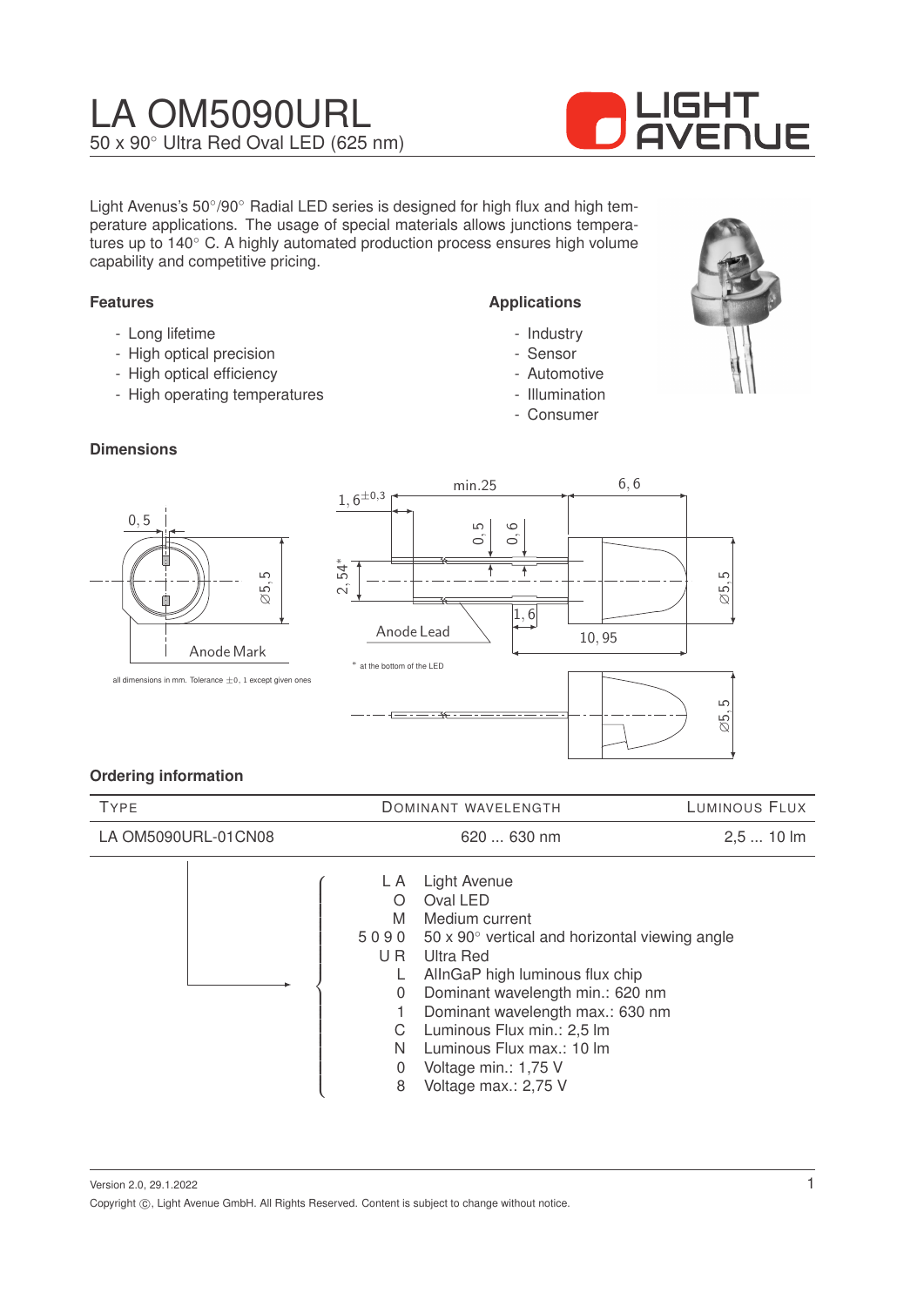# LA OM5090URL

50 x 90° Ultra Red Oval LED (625 nm)

Light Avenus's 50°/90° Radial LED series is designed for high flux and high temperature applications. The usage of special materials allows junctions temperatures up to 140° C. A highly automated production process ensures high volume capability and competitive pricing.

### Features

- Long lifetime
- High optical precision
- High optical efficiency
- High operating temperatures

### Applications

- Industry
- Sensor
- Automotive
- Illumination
- Consumer

### Dimensions

all dimensions in mm. Tolerance ±0, 1 except given ones

* at the bottom of the LED

### Ordering information

| TYPE | DOMINANT WAVELENGTH | LUMINOUS FLUX |
|---|---|---|
| LA OM5090URL-01CN08 | 620 ... 630 nm | 2,5 ... 10 lm |

| Code | Meaning |
|---|---|
| L A | Light Avenue |
| O | Oval LED |
| M | Medium current |
| 5 0 9 0 | 50 x 90° vertical and horizontal viewing angle |
| U R | Ultra Red |
| L | AlInGaP high luminous flux chip |
| 0 | Dominant wavelength min.: 620 nm |
| 1 | Dominant wavelength max.: 630 nm |
| C | Luminous Flux min.: 2,5 lm |
| N | Luminous Flux max.: 10 lm |
| 0 | Voltage min.: 1,75 V |
| 8 | Voltage max.: 2,75 V |

Version 2.0, 29.1.2022

Copyright ©, Light Avenue GmbH. All Rights Reserved. Content is subject to change without notice.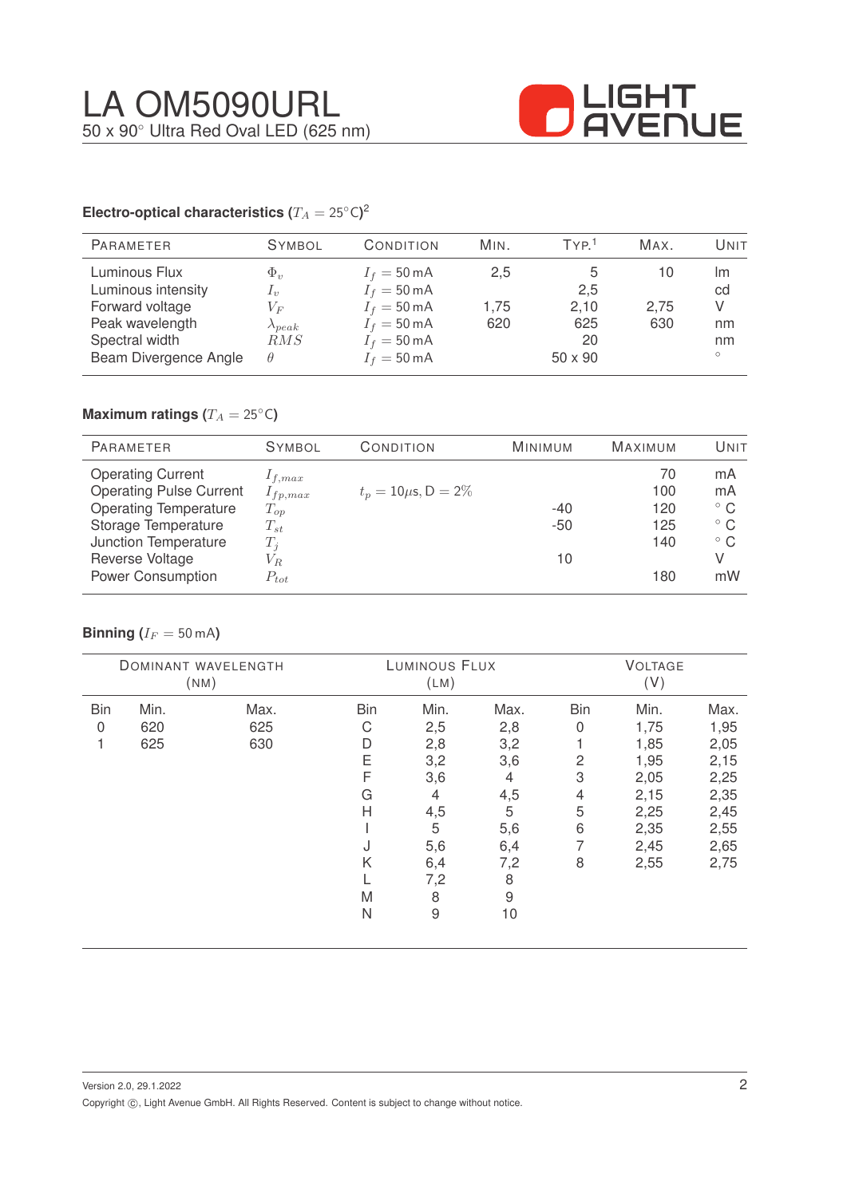# LA OM5090URL

50 x 90° Ultra Red Oval LED (625 nm)

### Electro-optical characteristics ($T_A = 25°C$)[2]

| Parameter | Symbol | Condition | Min. | Typ.[1] | Max. | Unit |
|---|---|---|---|---|---|---|
| Luminous Flux | $\Phi_v$ | $I_f = 50\,\text{mA}$ | 2,5 | 5 | 10 | lm |
| Luminous intensity | $I_v$ | $I_f = 50\,\text{mA}$ | | 2,5 | | cd |
| Forward voltage | $V_F$ | $I_f = 50\,\text{mA}$ | 1,75 | 2,10 | 2,75 | V |
| Peak wavelength | $\lambda_{peak}$ | $I_f = 50\,\text{mA}$ | 620 | 625 | 630 | nm |
| Spectral width | $RMS$ | $I_f = 50\,\text{mA}$ | | 20 | | nm |
| Beam Divergence Angle | $\theta$ | $I_f = 50\,\text{mA}$ | | 50 x 90 | | ° |

### Maximum ratings ($T_A = 25°C$)

| Parameter | Symbol | Condition | Minimum | Maximum | Unit |
|---|---|---|---|---|---|
| Operating Current | $I_{f,max}$ | | | 70 | mA |
| Operating Pulse Current | $I_{fp,max}$ | $t_p = 10\mu s$, D = 2% | | 100 | mA |
| Operating Temperature | $T_{op}$ | | -40 | 120 | ° C |
| Storage Temperature | $T_{st}$ | | -50 | 125 | ° C |
| Junction Temperature | $T_j$ | | | 140 | ° C |
| Reverse Voltage | $V_R$ | | 10 | | V |
| Power Consumption | $P_{tot}$ | | | 180 | mW |

### Binning ($I_F = 50\,\text{mA}$)

| Dominant Wavelength (nm) | | | Luminous Flux (lm) | | | Voltage (V) | | |
|---|---|---|---|---|---|---|---|---|
| Bin | Min. | Max. | Bin | Min. | Max. | Bin | Min. | Max. |
| 0 | 620 | 625 | C | 2,5 | 2,8 | 0 | 1,75 | 1,95 |
| 1 | 625 | 630 | D | 2,8 | 3,2 | 1 | 1,85 | 2,05 |
| | | | E | 3,2 | 3,6 | 2 | 1,95 | 2,15 |
| | | | F | 3,6 | 4 | 3 | 2,05 | 2,25 |
| | | | G | 4 | 4,5 | 4 | 2,15 | 2,35 |
| | | | H | 4,5 | 5 | 5 | 2,25 | 2,45 |
| | | | I | 5 | 5,6 | 6 | 2,35 | 2,55 |
| | | | J | 5,6 | 6,4 | 7 | 2,45 | 2,65 |
| | | | K | 6,4 | 7,2 | 8 | 2,55 | 2,75 |
| | | | L | 7,2 | 8 | | | |
| | | | M | 8 | 9 | | | |
| | | | N | 9 | 10 | | | |

Version 2.0, 29.1.2022

Copyright ©, Light Avenue GmbH. All Rights Reserved. Content is subject to change without notice.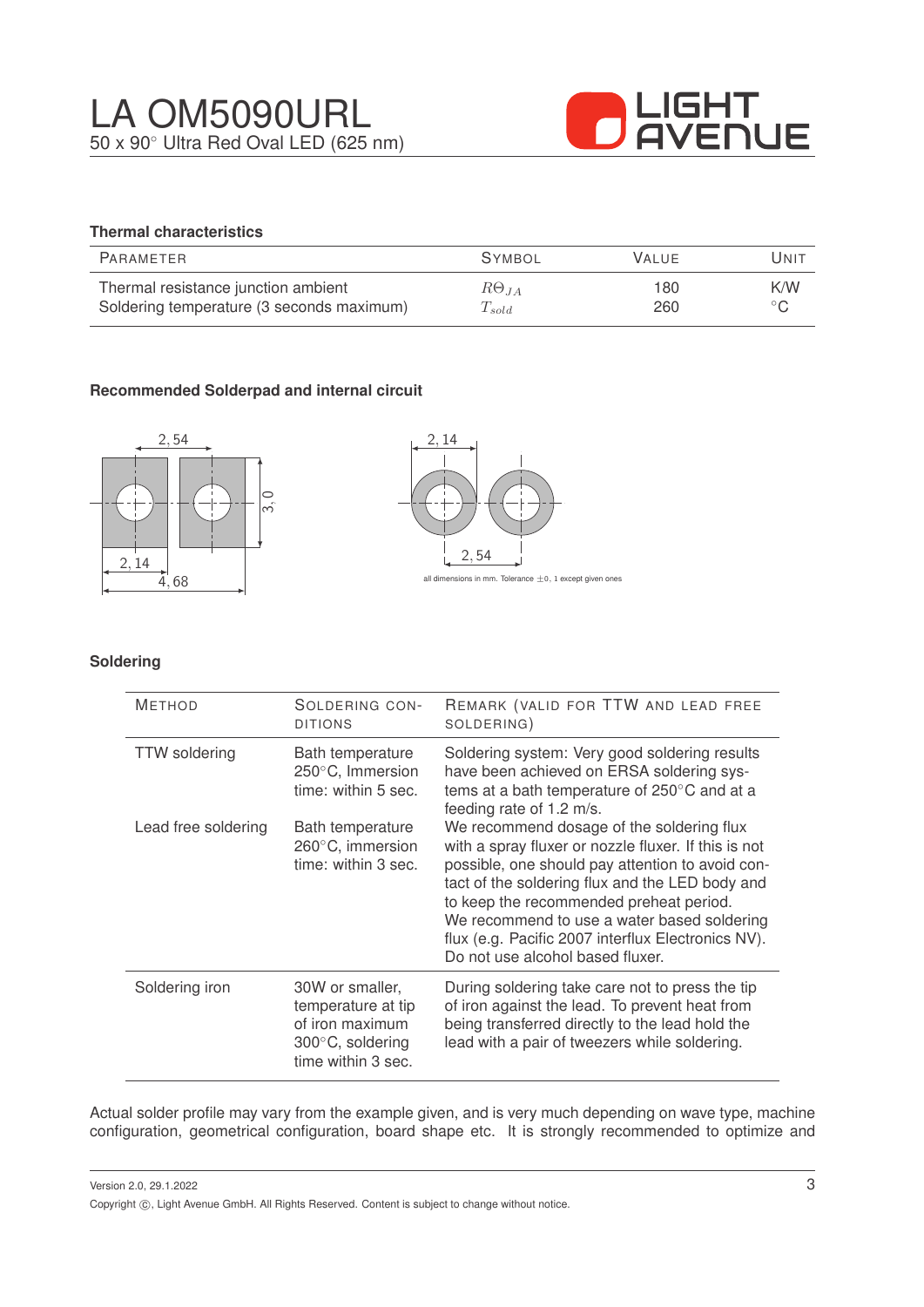# LA OM5090URL

50 x 90° Ultra Red Oval LED (625 nm)

### Thermal characteristics

| Parameter | Symbol | Value | Unit |
|---|---|---|---|
| Thermal resistance junction ambient | $R\Theta_{JA}$ | 180 | K/W |
| Soldering temperature (3 seconds maximum) | $T_{sold}$ | 260 | °C |

### Recommended Solderpad and internal circuit

2,54 &nbsp; 3,0 &nbsp; 2,14 &nbsp; 4,68 &nbsp;&nbsp; 2,14 &nbsp; 2,54

all dimensions in mm. Tolerance ±0,1 except given ones

### Soldering

| Method | Soldering conditions | Remark (valid for TTW and lead free soldering) |
|---|---|---|
| TTW soldering | Bath temperature 250°C, Immersion time: within 5 sec. | Soldering system: Very good soldering results have been achieved on ERSA soldering systems at a bath temperature of 250°C and at a feeding rate of 1.2 m/s. |
| Lead free soldering | Bath temperature 260°C, immersion time: within 3 sec. | We recommend dosage of the soldering flux with a spray fluxer or nozzle fluxer. If this is not possible, one should pay attention to avoid contact of the soldering flux and the LED body and to keep the recommended preheat period. We recommend to use a water based soldering flux (e.g. Pacific 2007 interflux Electronics NV). Do not use alcohol based fluxer. |
| Soldering iron | 30W or smaller, temperature at tip of iron maximum 300°C, soldering time within 3 sec. | During soldering take care not to press the tip of iron against the lead. To prevent heat from being transferred directly to the lead hold the lead with a pair of tweezers while soldering. |

Actual solder profile may vary from the example given, and is very much depending on wave type, machine configuration, geometrical configuration, board shape etc. It is strongly recommended to optimize and

Version 2.0, 29.1.2022

Copyright ©, Light Avenue GmbH. All Rights Reserved. Content is subject to change without notice.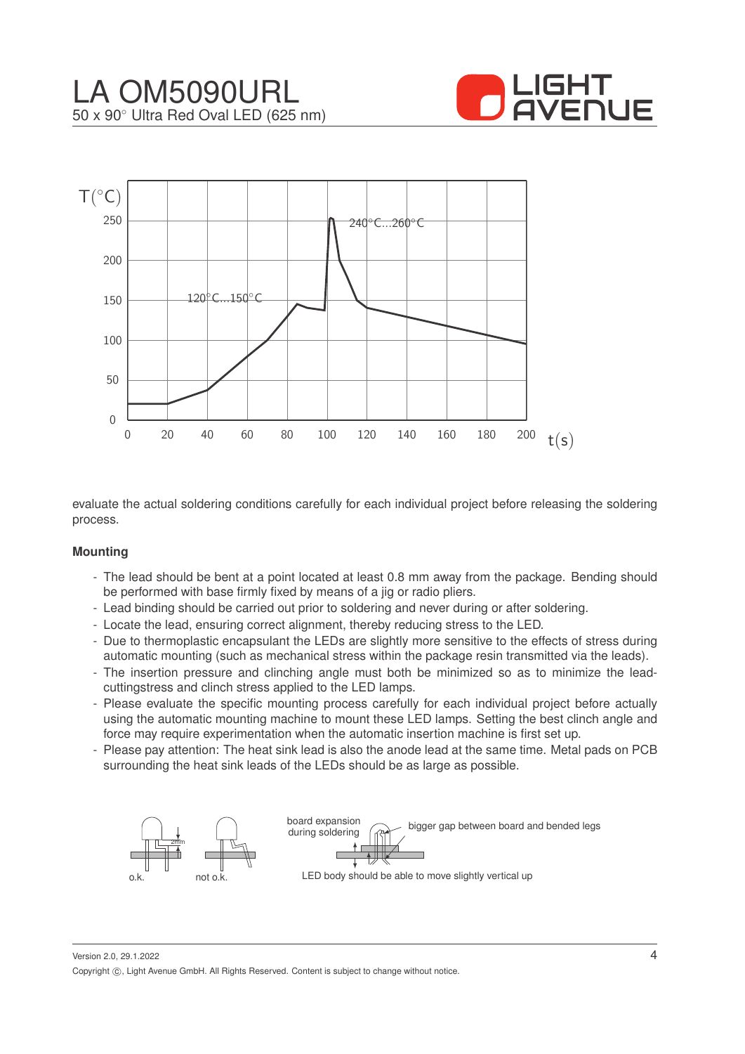evaluate the actual soldering conditions carefully for each individual project before releasing the soldering process.

**Mounting**

- The lead should be bent at a point located at least 0.8 mm away from the package. Bending should be performed with base firmly fixed by means of a jig or radio pliers.
- Lead binding should be carried out prior to soldering and never during or after soldering.
- Locate the lead, ensuring correct alignment, thereby reducing stress to the LED.
- Due to thermoplastic encapsulant the LEDs are slightly more sensitive to the effects of stress during automatic mounting (such as mechanical stress within the package resin transmitted via the leads).
- The insertion pressure and clinching angle must both be minimized so as to minimize the lead-cuttingstress and clinch stress applied to the LED lamps.
- Please evaluate the specific mounting process carefully for each individual project before actually using the automatic mounting machine to mount these LED lamps. Setting the best clinch angle and force may require experimentation when the automatic insertion machine is first set up.
- Please pay attention: The heat sink lead is also the anode lead at the same time. Metal pads on PCB surrounding the heat sink leads of the LEDs should be as large as possible.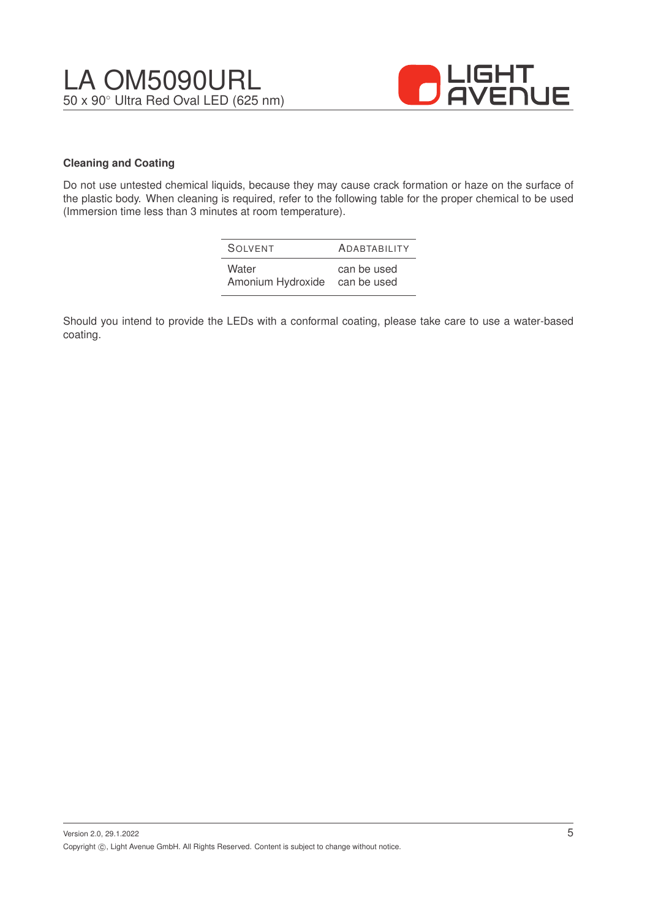## Cleaning and Coating

Do not use untested chemical liquids, because they may cause crack formation or haze on the surface of the plastic body. When cleaning is required, refer to the following table for the proper chemical to be used (Immersion time less than 3 minutes at room temperature).

| SOLVENT | ADABTABILITY |
|---|---|
| Water | can be used |
| Amonium Hydroxide | can be used |

Should you intend to provide the LEDs with a conformal coating, please take care to use a water-based coating.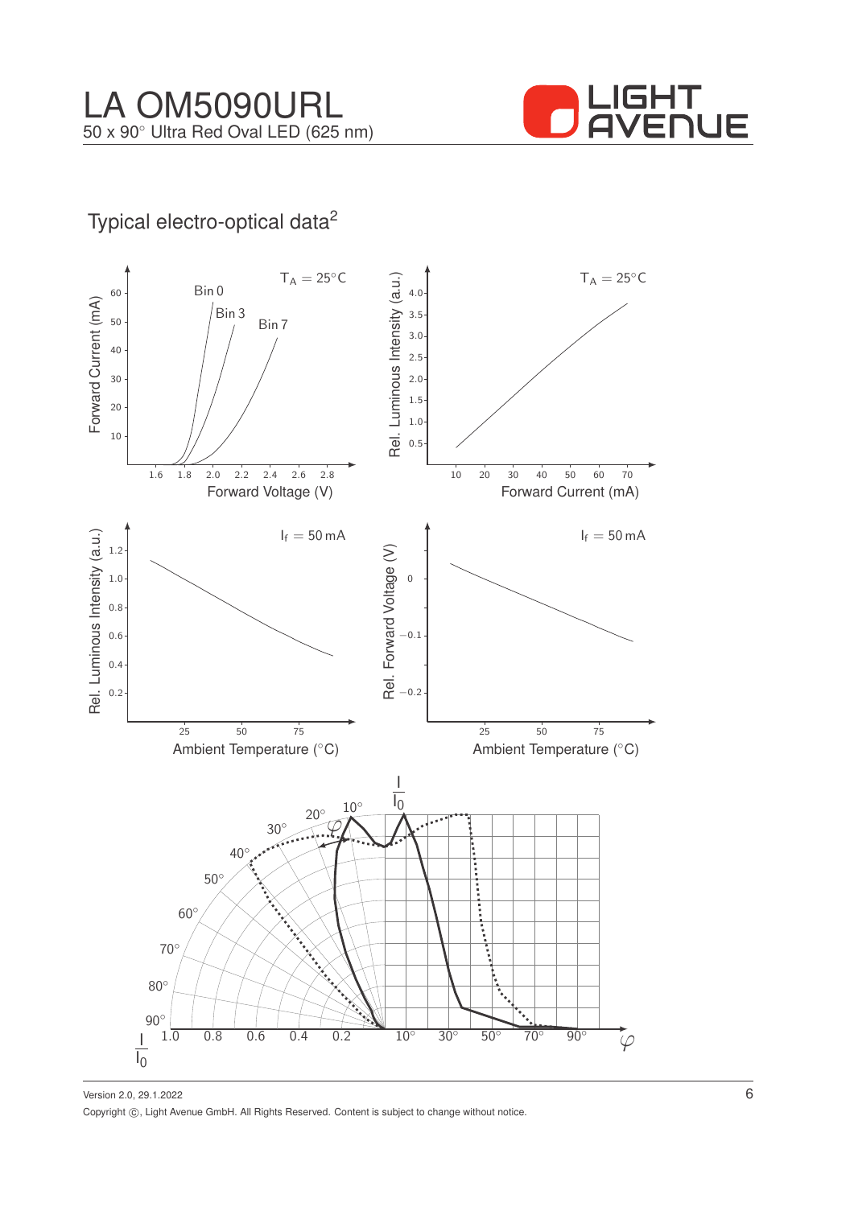## Typical electro-optical data[2]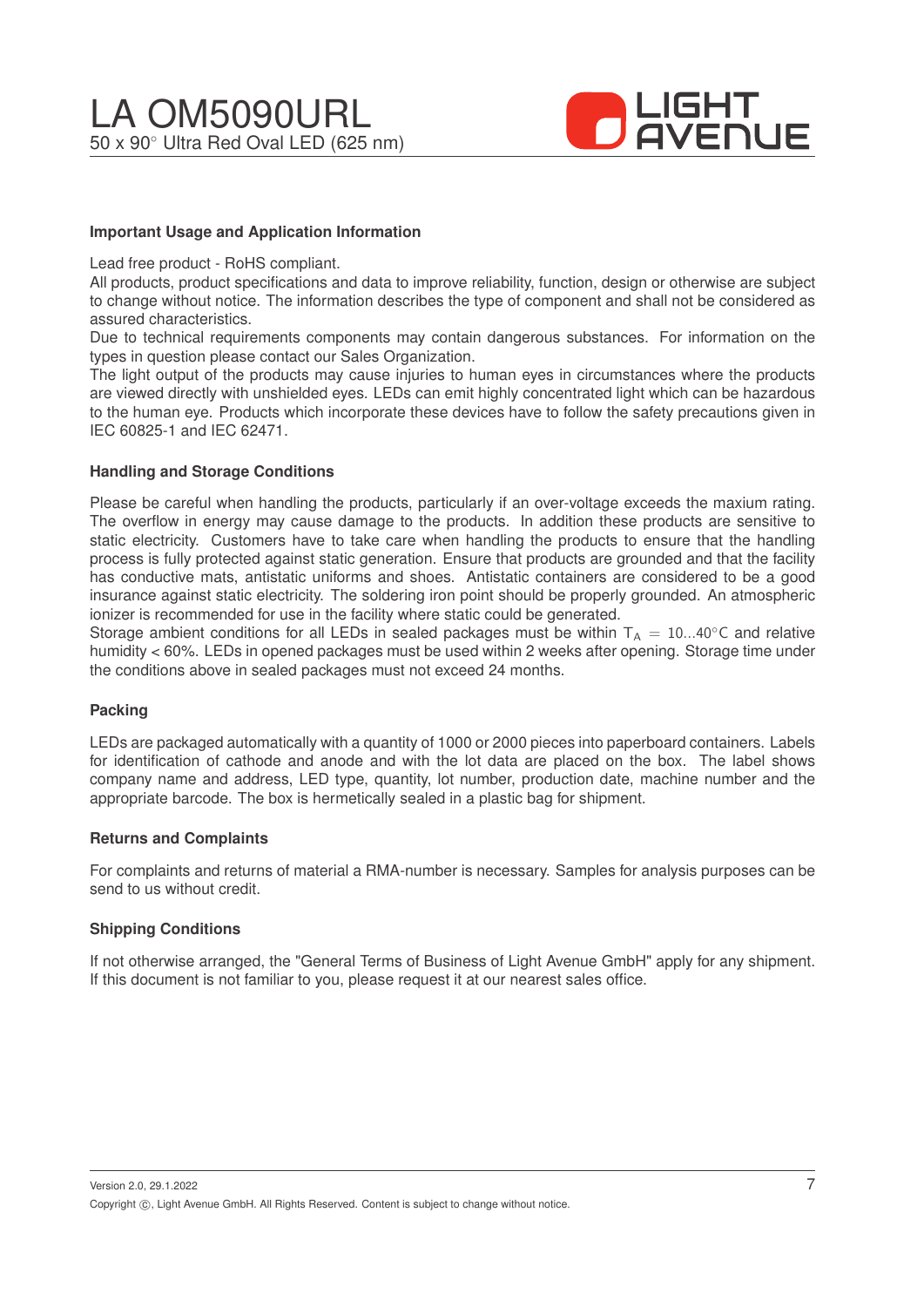## Important Usage and Application Information

Lead free product - RoHS compliant.
All products, product specifications and data to improve reliability, function, design or otherwise are subject to change without notice. The information describes the type of component and shall not be considered as assured characteristics.
Due to technical requirements components may contain dangerous substances. For information on the types in question please contact our Sales Organization.
The light output of the products may cause injuries to human eyes in circumstances where the products are viewed directly with unshielded eyes. LEDs can emit highly concentrated light which can be hazardous to the human eye. Products which incorporate these devices have to follow the safety precautions given in IEC 60825-1 and IEC 62471.

## Handling and Storage Conditions

Please be careful when handling the products, particularly if an over-voltage exceeds the maxium rating. The overflow in energy may cause damage to the products. In addition these products are sensitive to static electricity. Customers have to take care when handling the products to ensure that the handling process is fully protected against static generation. Ensure that products are grounded and that the facility has conductive mats, antistatic uniforms and shoes. Antistatic containers are considered to be a good insurance against static electricity. The soldering iron point should be properly grounded. An atmospheric ionizer is recommended for use in the facility where static could be generated.
Storage ambient conditions for all LEDs in sealed packages must be within $T_A = 10...40°C$ and relative humidity < 60%. LEDs in opened packages must be used within 2 weeks after opening. Storage time under the conditions above in sealed packages must not exceed 24 months.

## Packing

LEDs are packaged automatically with a quantity of 1000 or 2000 pieces into paperboard containers. Labels for identification of cathode and anode and with the lot data are placed on the box. The label shows company name and address, LED type, quantity, lot number, production date, machine number and the appropriate barcode. The box is hermetically sealed in a plastic bag for shipment.

## Returns and Complaints

For complaints and returns of material a RMA-number is necessary. Samples for analysis purposes can be send to us without credit.

## Shipping Conditions

If not otherwise arranged, the "General Terms of Business of Light Avenue GmbH" apply for any shipment. If this document is not familiar to you, please request it at our nearest sales office.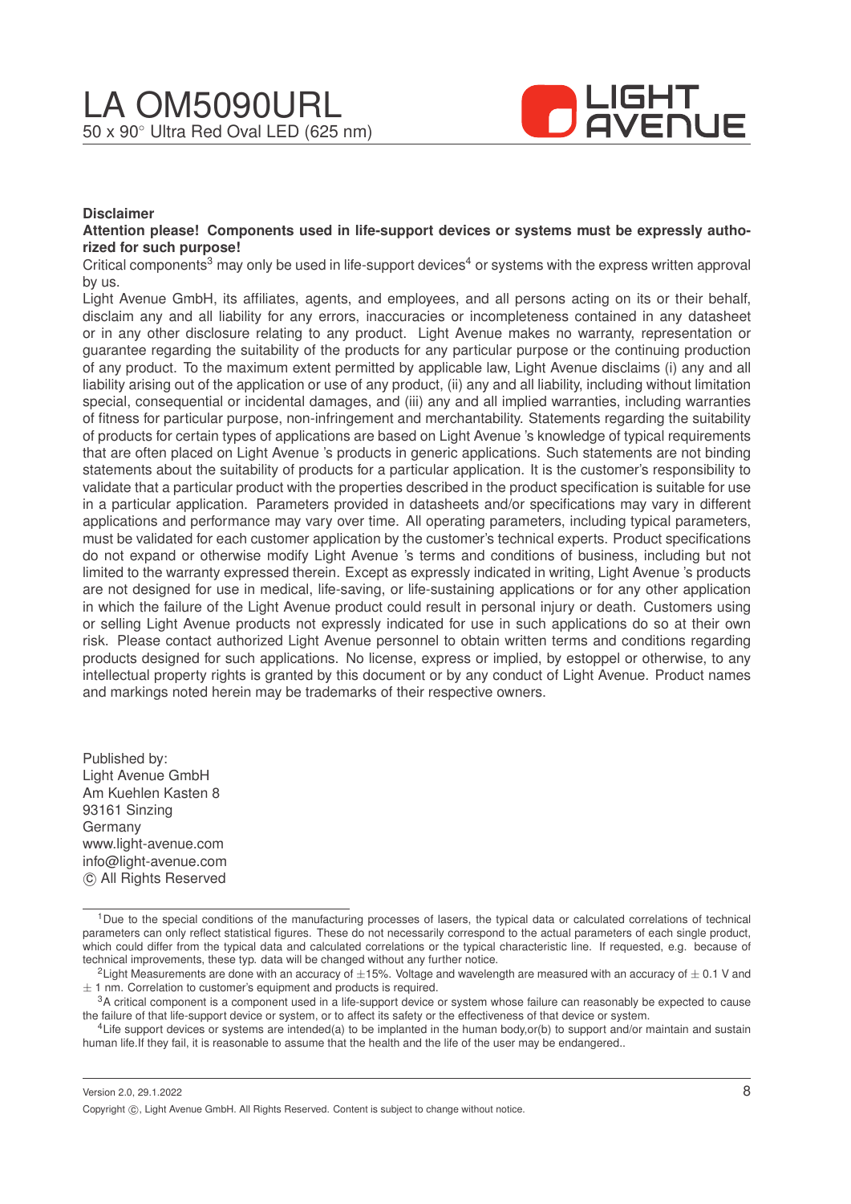**Disclaimer**

**Attention please! Components used in life-support devices or systems must be expressly authorized for such purpose!**

Critical components[3] may only be used in life-support devices[4] or systems with the express written approval by us.

Light Avenue GmbH, its affiliates, agents, and employees, and all persons acting on its or their behalf, disclaim any and all liability for any errors, inaccuracies or incompleteness contained in any datasheet or in any other disclosure relating to any product. Light Avenue makes no warranty, representation or guarantee regarding the suitability of the products for any particular purpose or the continuing production of any product. To the maximum extent permitted by applicable law, Light Avenue disclaims (i) any and all liability arising out of the application or use of any product, (ii) any and all liability, including without limitation special, consequential or incidental damages, and (iii) any and all implied warranties, including warranties of fitness for particular purpose, non-infringement and merchantability. Statements regarding the suitability of products for certain types of applications are based on Light Avenue 's knowledge of typical requirements that are often placed on Light Avenue 's products in generic applications. Such statements are not binding statements about the suitability of products for a particular application. It is the customer's responsibility to validate that a particular product with the properties described in the product specification is suitable for use in a particular application. Parameters provided in datasheets and/or specifications may vary in different applications and performance may vary over time. All operating parameters, including typical parameters, must be validated for each customer application by the customer's technical experts. Product specifications do not expand or otherwise modify Light Avenue 's terms and conditions of business, including but not limited to the warranty expressed therein. Except as expressly indicated in writing, Light Avenue 's products are not designed for use in medical, life-saving, or life-sustaining applications or for any other application in which the failure of the Light Avenue product could result in personal injury or death. Customers using or selling Light Avenue products not expressly indicated for use in such applications do so at their own risk. Please contact authorized Light Avenue personnel to obtain written terms and conditions regarding products designed for such applications. No license, express or implied, by estoppel or otherwise, to any intellectual property rights is granted by this document or by any conduct of Light Avenue. Product names and markings noted herein may be trademarks of their respective owners.

Published by:
Light Avenue GmbH
Am Kuehlen Kasten 8
93161 Sinzing
Germany
www.light-avenue.com
info@light-avenue.com
© All Rights Reserved

[1] Due to the special conditions of the manufacturing processes of lasers, the typical data or calculated correlations of technical parameters can only reflect statistical figures. These do not necessarily correspond to the actual parameters of each single product, which could differ from the typical data and calculated correlations or the typical characteristic line. If requested, e.g. because of technical improvements, these typ. data will be changed without any further notice.

[2] Light Measurements are done with an accuracy of $\pm$15%. Voltage and wavelength are measured with an accuracy of $\pm$ 0.1 V and $\pm$ 1 nm. Correlation to customer's equipment and products is required.

[3] A critical component is a component used in a life-support device or system whose failure can reasonably be expected to cause the failure of that life-support device or system, or to affect its safety or the effectiveness of that device or system.

[4] Life support devices or systems are intended(a) to be implanted in the human body,or(b) to support and/or maintain and sustain human life.If they fail, it is reasonable to assume that the health and the life of the user may be endangered..